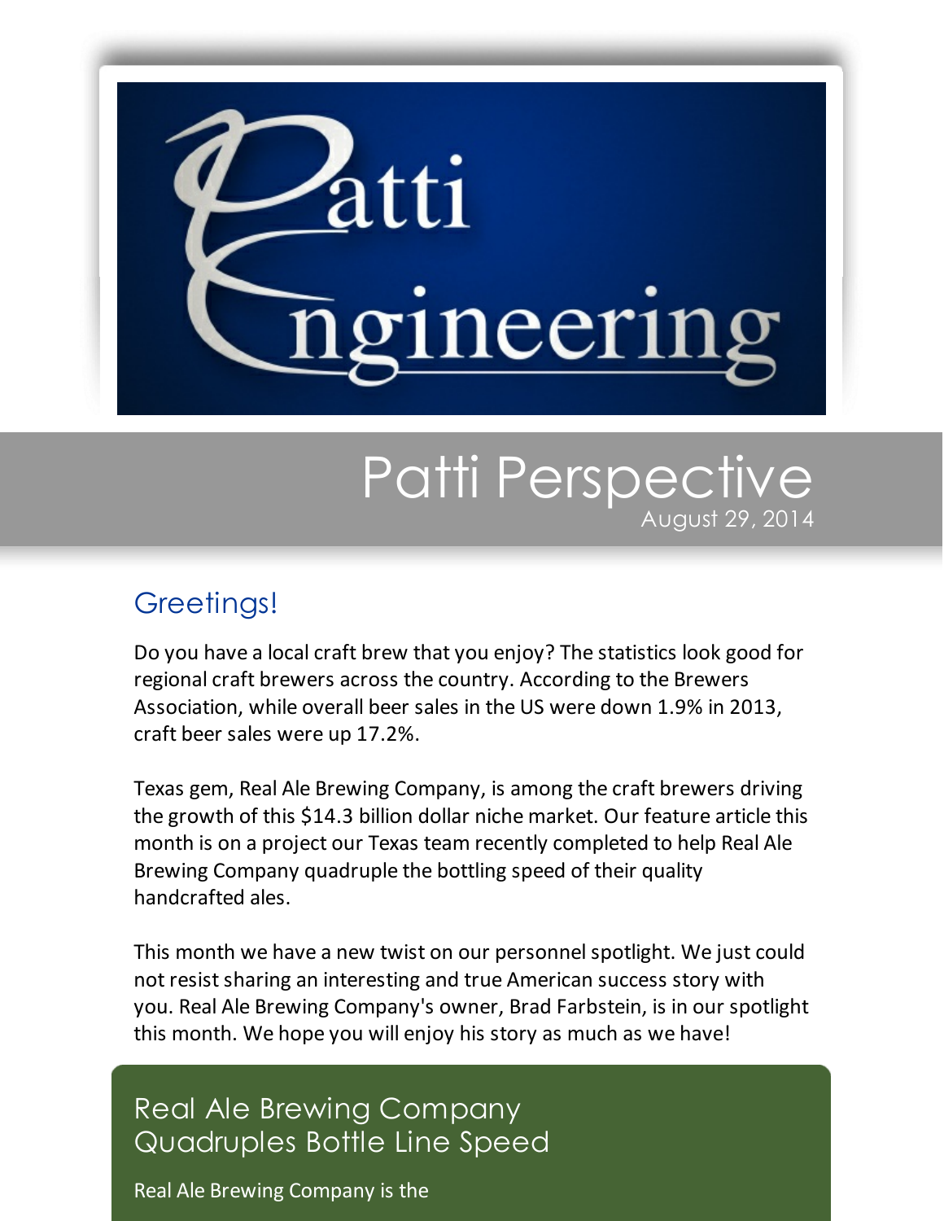# Patti Engineering

## Patti Perspective

August 29, 2014

### Greetings!

Do you have a local craft brew that you enjoy? The statistics look good for regional craft brewers across the country. According to the Brewers Association, while overall beer sales in the US were down 1.9% in 2013, craft beer sales were up 17.2%.

Texas gem, Real Ale Brewing Company, is among the craft brewers driving the growth of this $14.3 billion dollar niche market. Our feature article this month is on a project our Texas team recently completed to help Real Ale Brewing Company quadruple the bottling speed of their quality handcrafted ales.

This month we have a new twist on our personnel spotlight. We just could not resist sharing an interesting and true American success story with you. Real Ale Brewing Company's owner, Brad Farbstein, is in our spotlight this month. We hope you will enjoy his story as much as we have!

### Real Ale Brewing Company Quadruples Bottle Line Speed

Real Ale Brewing Company is the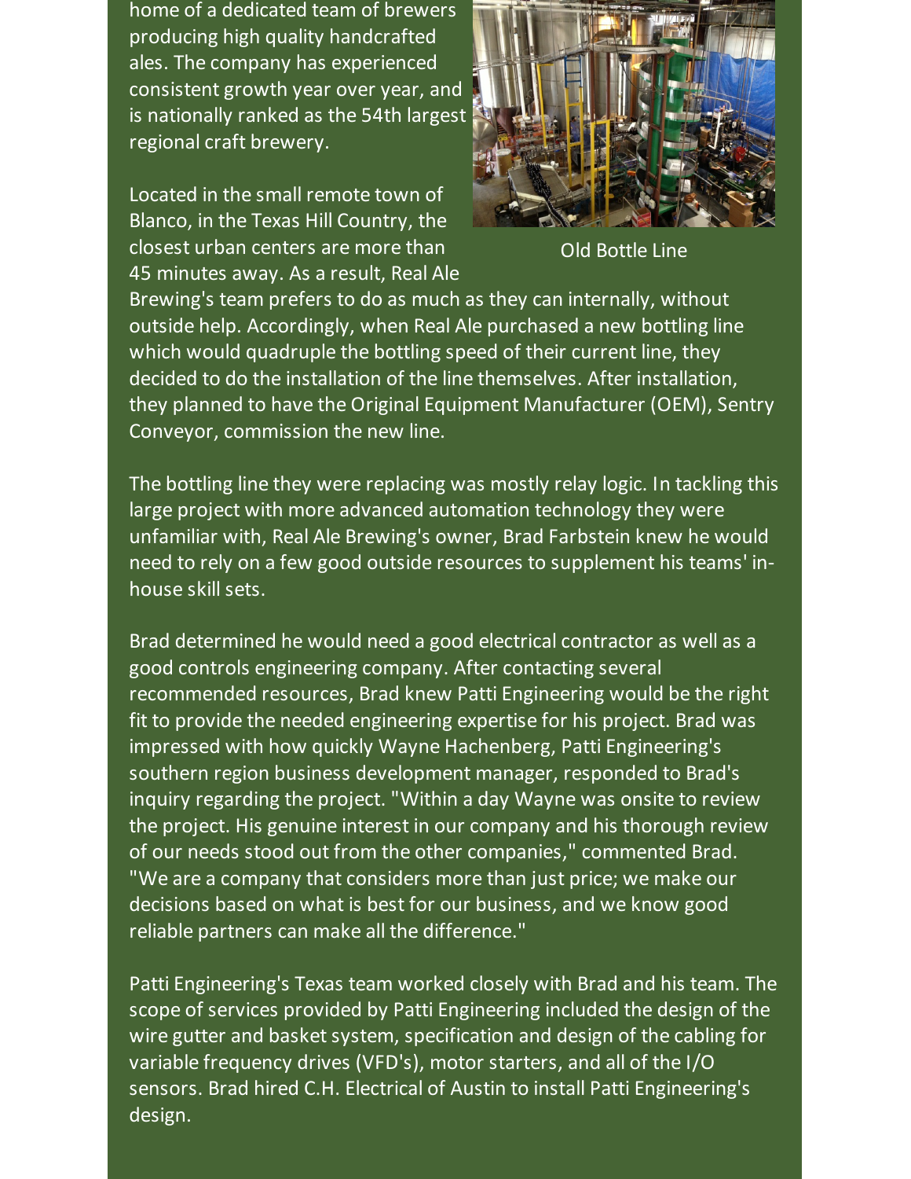home of a dedicated team of brewers producing high quality handcrafted ales. The company has experienced consistent growth year over year, and is nationally ranked as the 54th largest regional craft brewery.

Old Bottle Line

Located in the small remote town of Blanco, in the Texas Hill Country, the closest urban centers are more than 45 minutes away. As a result, Real Ale Brewing's team prefers to do as much as they can internally, without outside help. Accordingly, when Real Ale purchased a new bottling line which would quadruple the bottling speed of their current line, they decided to do the installation of the line themselves. After installation, they planned to have the Original Equipment Manufacturer (OEM), Sentry Conveyor, commission the new line.

The bottling line they were replacing was mostly relay logic. In tackling this large project with more advanced automation technology they were unfamiliar with, Real Ale Brewing's owner, Brad Farbstein knew he would need to rely on a few good outside resources to supplement his teams' in-house skill sets.

Brad determined he would need a good electrical contractor as well as a good controls engineering company. After contacting several recommended resources, Brad knew Patti Engineering would be the right fit to provide the needed engineering expertise for his project. Brad was impressed with how quickly Wayne Hachenberg, Patti Engineering's southern region business development manager, responded to Brad's inquiry regarding the project. "Within a day Wayne was onsite to review the project. His genuine interest in our company and his thorough review of our needs stood out from the other companies," commented Brad. "We are a company that considers more than just price; we make our decisions based on what is best for our business, and we know good reliable partners can make all the difference."

Patti Engineering's Texas team worked closely with Brad and his team. The scope of services provided by Patti Engineering included the design of the wire gutter and basket system, specification and design of the cabling for variable frequency drives (VFD's), motor starters, and all of the I/O sensors. Brad hired C.H. Electrical of Austin to install Patti Engineering's design.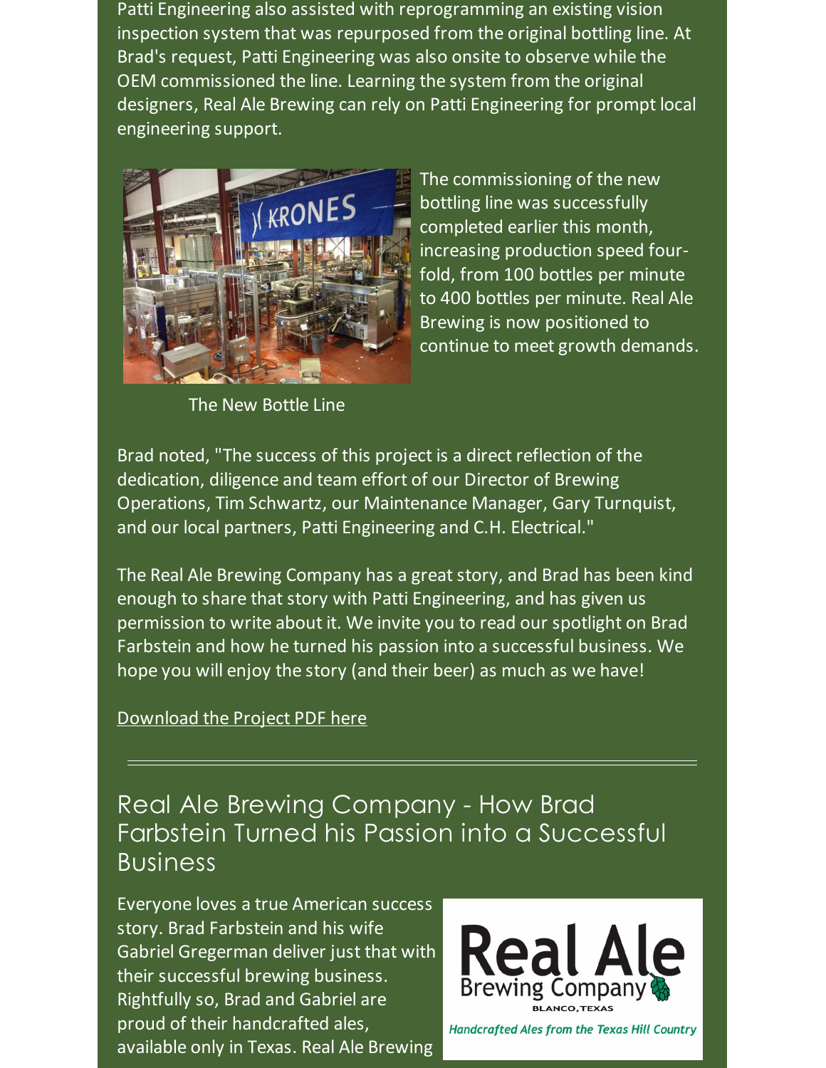Patti Engineering also assisted with reprogramming an existing vision inspection system that was repurposed from the original bottling line. At Brad's request, Patti Engineering was also onsite to observe while the OEM commissioned the line. Learning the system from the original designers, Real Ale Brewing can rely on Patti Engineering for prompt local engineering support.

The commissioning of the new bottling line was successfully completed earlier this month, increasing production speed four-fold, from 100 bottles per minute to 400 bottles per minute. Real Ale Brewing is now positioned to continue to meet growth demands.

The New Bottle Line

Brad noted, "The success of this project is a direct reflection of the dedication, diligence and team effort of our Director of Brewing Operations, Tim Schwartz, our Maintenance Manager, Gary Turnquist, and our local partners, Patti Engineering and C.H. Electrical."

The Real Ale Brewing Company has a great story, and Brad has been kind enough to share that story with Patti Engineering, and has given us permission to write about it. We invite you to read our spotlight on Brad Farbstein and how he turned his passion into a successful business. We hope you will enjoy the story (and their beer) as much as we have!

Download the Project PDF here

---

## Real Ale Brewing Company - How Brad Farbstein Turned his Passion into a Successful Business

Everyone loves a true American success story. Brad Farbstein and his wife Gabriel Gregerman deliver just that with their successful brewing business. Rightfully so, Brad and Gabriel are proud of their handcrafted ales, available only in Texas. Real Ale Brewing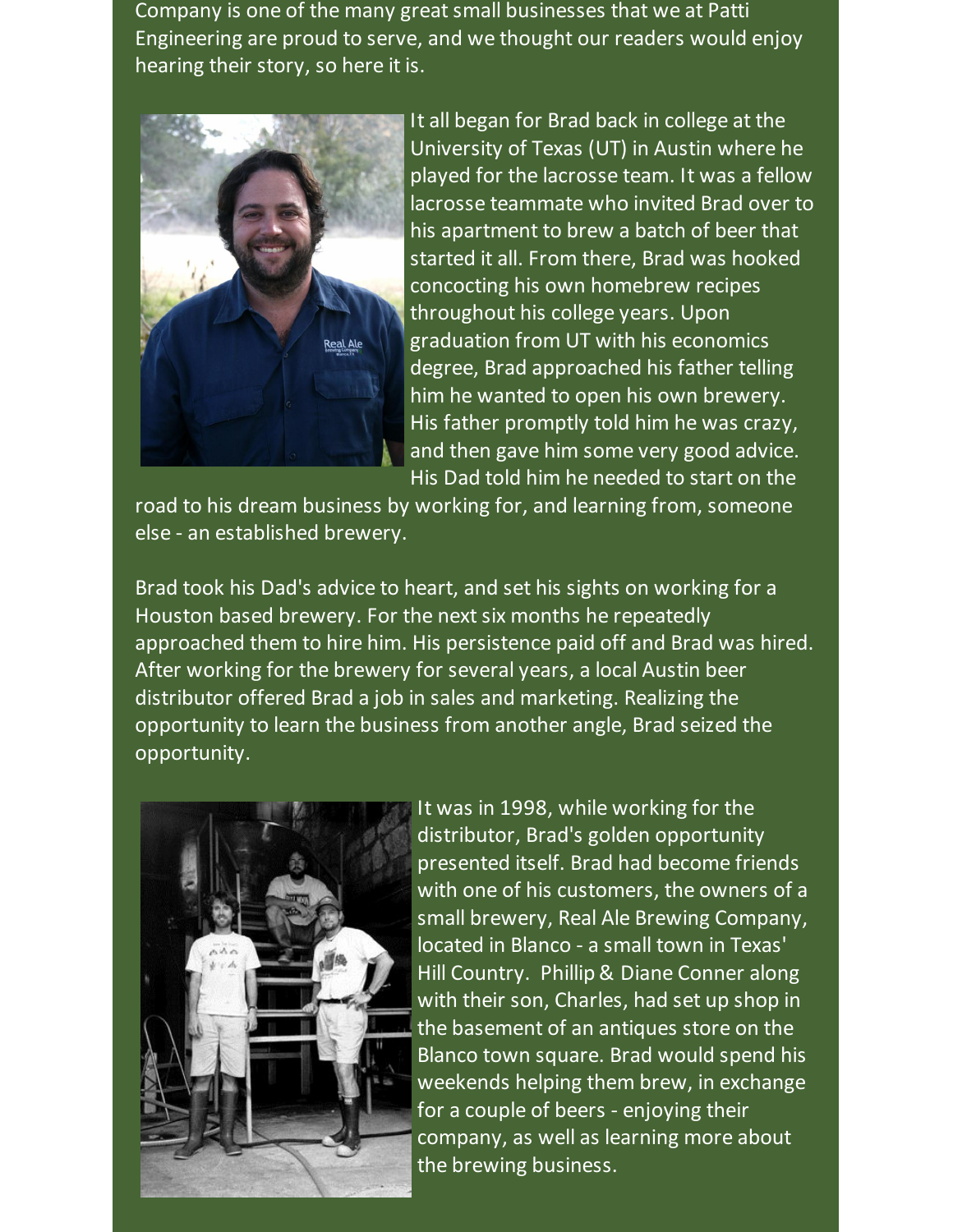Company is one of the many great small businesses that we at Patti Engineering are proud to serve, and we thought our readers would enjoy hearing their story, so here it is.

It all began for Brad back in college at the University of Texas (UT) in Austin where he played for the lacrosse team. It was a fellow lacrosse teammate who invited Brad over to his apartment to brew a batch of beer that started it all. From there, Brad was hooked concocting his own homebrew recipes throughout his college years. Upon graduation from UT with his economics degree, Brad approached his father telling him he wanted to open his own brewery. His father promptly told him he was crazy, and then gave him some very good advice. His Dad told him he needed to start on the road to his dream business by working for, and learning from, someone else - an established brewery.

Brad took his Dad's advice to heart, and set his sights on working for a Houston based brewery. For the next six months he repeatedly approached them to hire him. His persistence paid off and Brad was hired. After working for the brewery for several years, a local Austin beer distributor offered Brad a job in sales and marketing. Realizing the opportunity to learn the business from another angle, Brad seized the opportunity.

It was in 1998, while working for the distributor, Brad's golden opportunity presented itself. Brad had become friends with one of his customers, the owners of a small brewery, Real Ale Brewing Company, located in Blanco - a small town in Texas' Hill Country. Phillip & Diane Conner along with their son, Charles, had set up shop in the basement of an antiques store on the Blanco town square. Brad would spend his weekends helping them brew, in exchange for a couple of beers - enjoying their company, as well as learning more about the brewing business.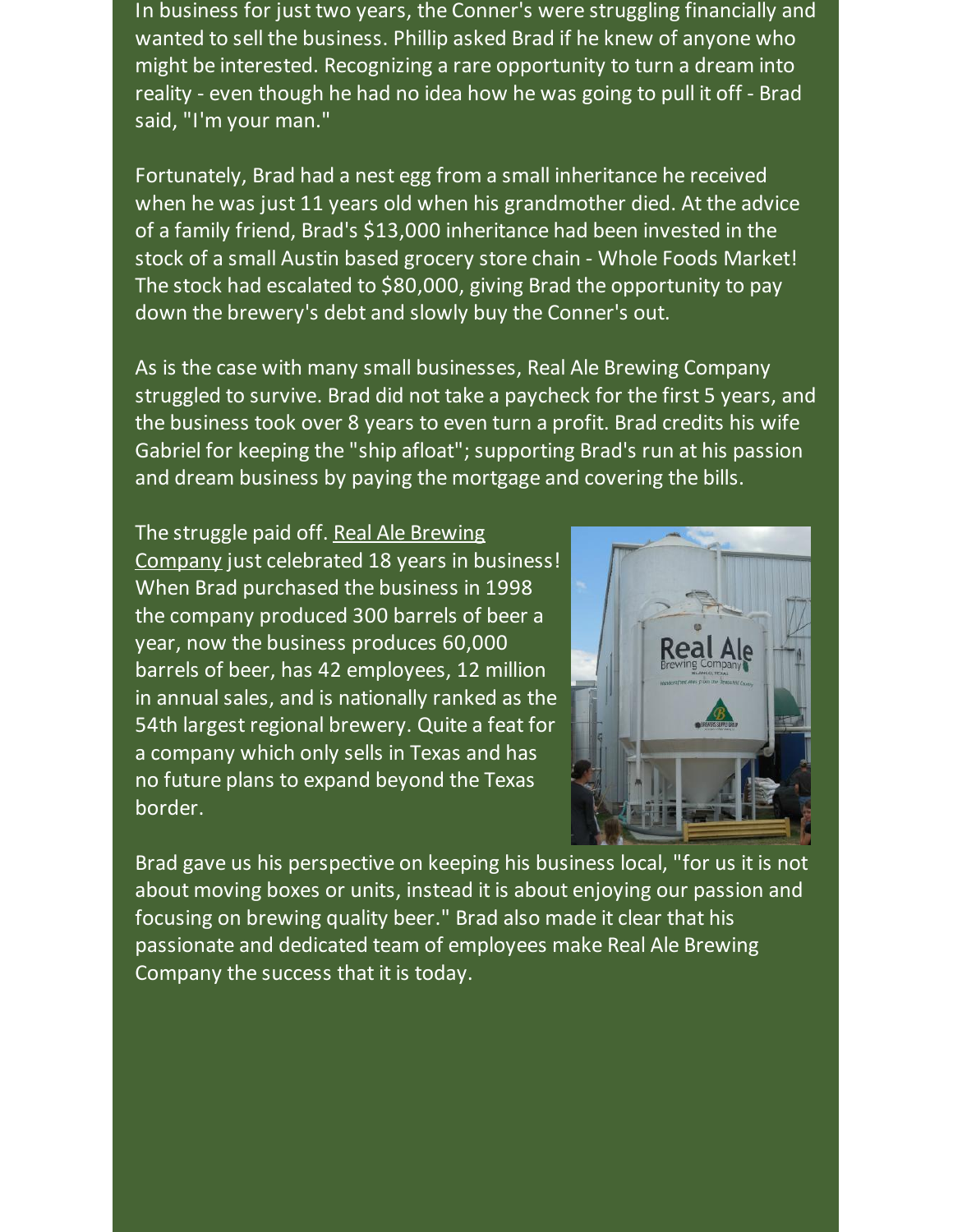In business for just two years, the Conner's were struggling financially and wanted to sell the business. Phillip asked Brad if he knew of anyone who might be interested. Recognizing a rare opportunity to turn a dream into reality - even though he had no idea how he was going to pull it off - Brad said, "I'm your man."

Fortunately, Brad had a nest egg from a small inheritance he received when he was just 11 years old when his grandmother died. At the advice of a family friend, Brad's $13,000 inheritance had been invested in the stock of a small Austin based grocery store chain - Whole Foods Market! The stock had escalated to $80,000, giving Brad the opportunity to pay down the brewery's debt and slowly buy the Conner's out.

As is the case with many small businesses, Real Ale Brewing Company struggled to survive. Brad did not take a paycheck for the first 5 years, and the business took over 8 years to even turn a profit. Brad credits his wife Gabriel for keeping the "ship afloat"; supporting Brad's run at his passion and dream business by paying the mortgage and covering the bills.

The struggle paid off. Real Ale Brewing Company just celebrated 18 years in business! When Brad purchased the business in 1998 the company produced 300 barrels of beer a year, now the business produces 60,000 barrels of beer, has 42 employees, 12 million in annual sales, and is nationally ranked as the 54th largest regional brewery. Quite a feat for a company which only sells in Texas and has no future plans to expand beyond the Texas border.

Brad gave us his perspective on keeping his business local, "for us it is not about moving boxes or units, instead it is about enjoying our passion and focusing on brewing quality beer." Brad also made it clear that his passionate and dedicated team of employees make Real Ale Brewing Company the success that it is today.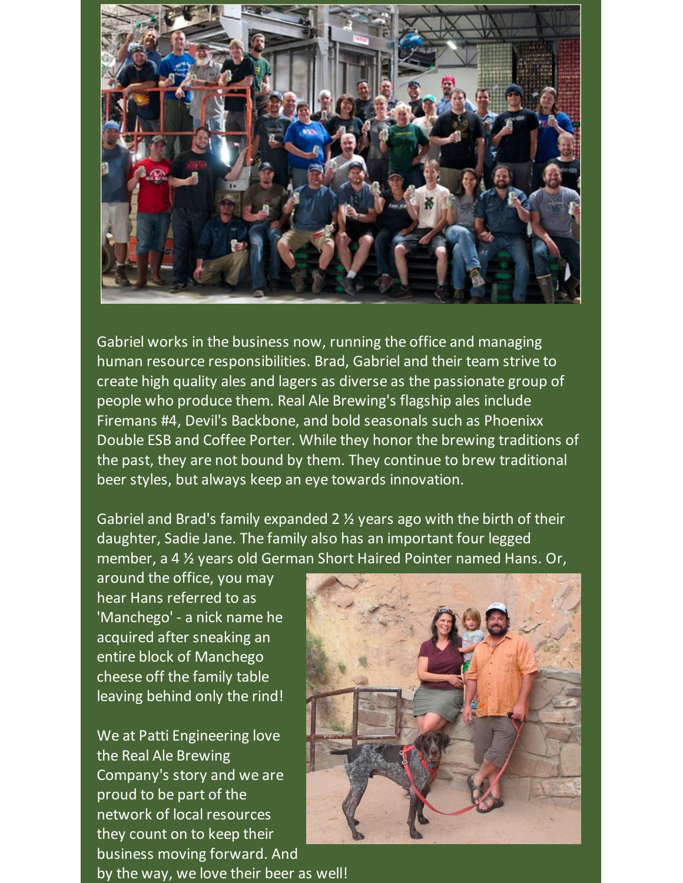Gabriel works in the business now, running the office and managing human resource responsibilities. Brad, Gabriel and their team strive to create high quality ales and lagers as diverse as the passionate group of people who produce them. Real Ale Brewing's flagship ales include Firemans #4, Devil's Backbone, and bold seasonals such as Phoenixx Double ESB and Coffee Porter. While they honor the brewing traditions of the past, they are not bound by them. They continue to brew traditional beer styles, but always keep an eye towards innovation.

Gabriel and Brad's family expanded 2 ½ years ago with the birth of their daughter, Sadie Jane. The family also has an important four legged member, a 4 ½ years old German Short Haired Pointer named Hans. Or, around the office, you may hear Hans referred to as 'Manchego' - a nick name he acquired after sneaking an entire block of Manchego cheese off the family table leaving behind only the rind!

We at Patti Engineering love the Real Ale Brewing Company's story and we are proud to be part of the network of local resources they count on to keep their business moving forward. And by the way, we love their beer as well!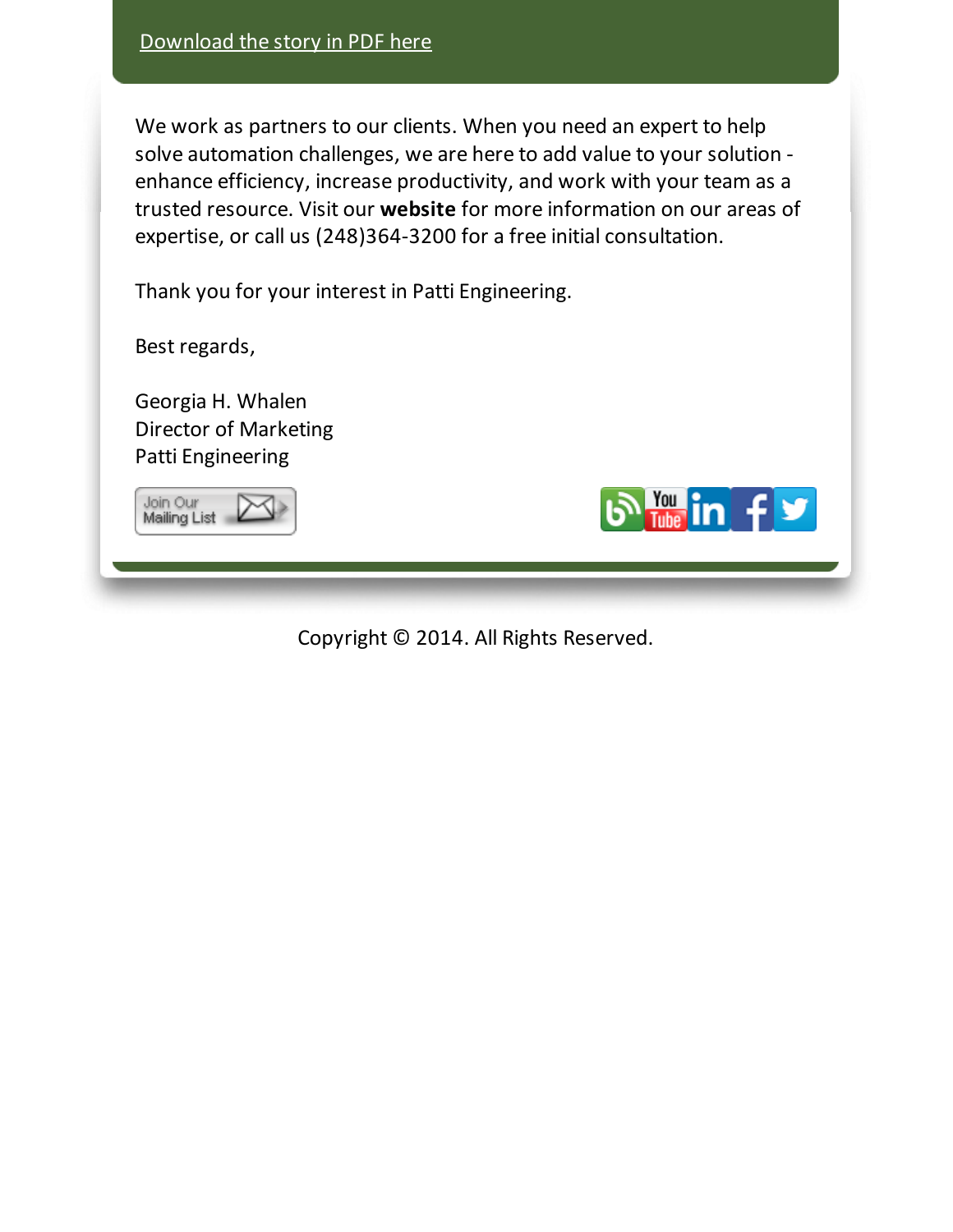Download the story in PDF here

We work as partners to our clients. When you need an expert to help solve automation challenges, we are here to add value to your solution - enhance efficiency, increase productivity, and work with your team as a trusted resource. Visit our **website** for more information on our areas of expertise, or call us (248)364-3200 for a free initial consultation.

Thank you for your interest in Patti Engineering.

Best regards,

Georgia H. Whalen  
Director of Marketing  
Patti Engineering

Join Our Mailing List

Copyright © 2014. All Rights Reserved.